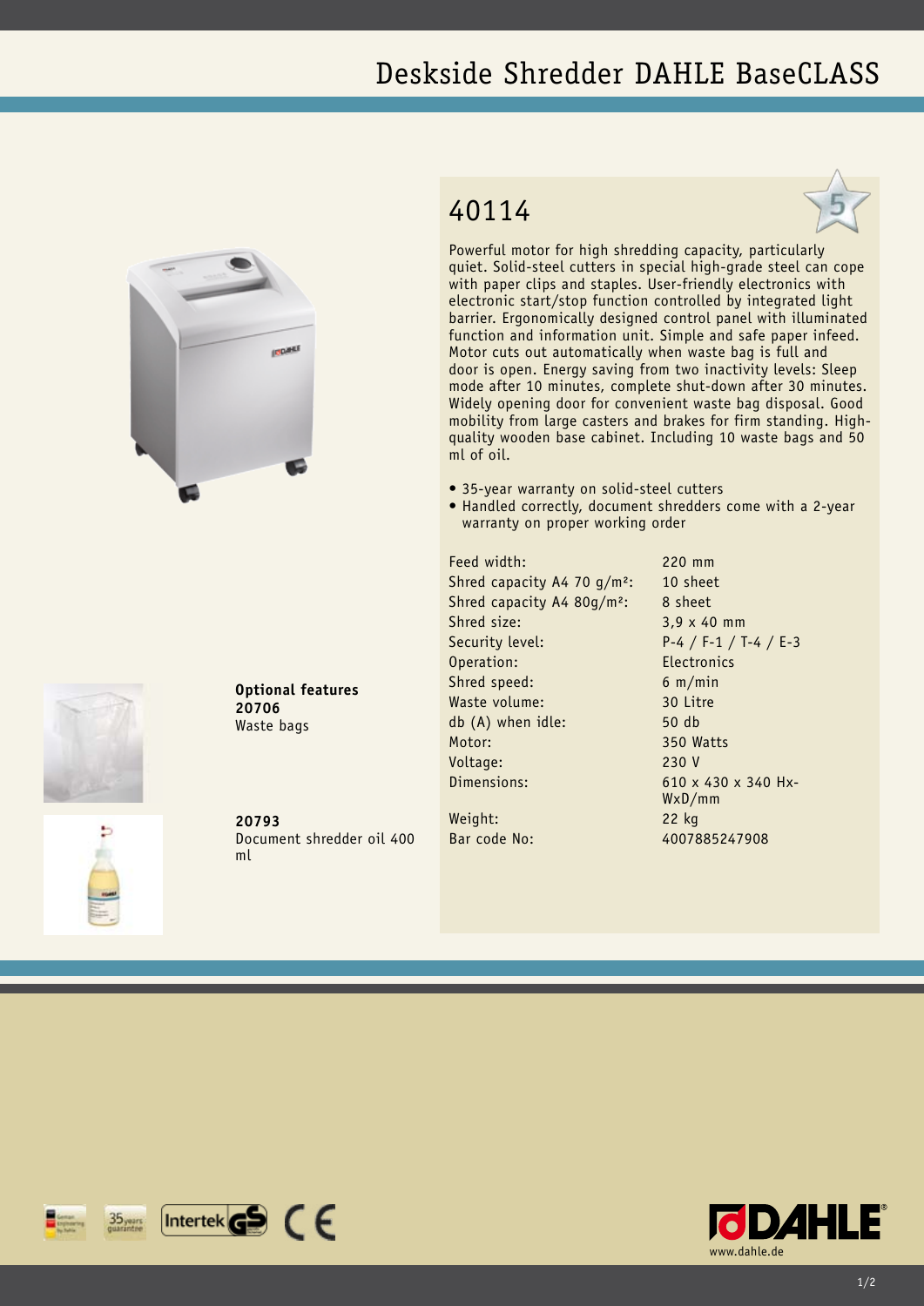# Deskside Shredder DAHLE BaseCLASS

## 40114

Powerful motor for high shredding capacity, particularly quiet. Solid-steel cutters in special high-grade steel can cope with paper clips and staples. User-friendly electronics with electronic start/stop function controlled by integrated light barrier. Ergonomically designed control panel with illuminated function and information unit. Simple and safe paper infeed. Motor cuts out automatically when waste bag is full and door is open. Energy saving from two inactivity levels: Sleep mode after 10 minutes, complete shut-down after 30 minutes. Widely opening door for convenient waste bag disposal. Good mobility from large casters and brakes for firm standing. High-quality wooden base cabinet. Including 10 waste bags and 50 ml of oil.

- 35-year warranty on solid-steel cutters
- Handled correctly, document shredders come with a 2-year warranty on proper working order

| | |
|---|---|
| Feed width: | 220 mm |
| Shred capacity A4 70 g/m²: | 10 sheet |
| Shred capacity A4 80g/m²: | 8 sheet |
| Shred size: | 3,9 x 40 mm |
| Security level: | P-4 / F-1 / T-4 / E-3 |
| Operation: | Electronics |
| Shred speed: | 6 m/min |
| Waste volume: | 30 Litre |
| db (A) when idle: | 50 db |
| Motor: | 350 Watts |
| Voltage: | 230 V |
| Dimensions: | 610 x 430 x 340 HxWxD/mm |
| Weight: | 22 kg |
| Bar code No: | 4007885247908 |

**Optional features**

**20706**
Waste bags

**20793**
Document shredder oil 400 ml

www.dahle.de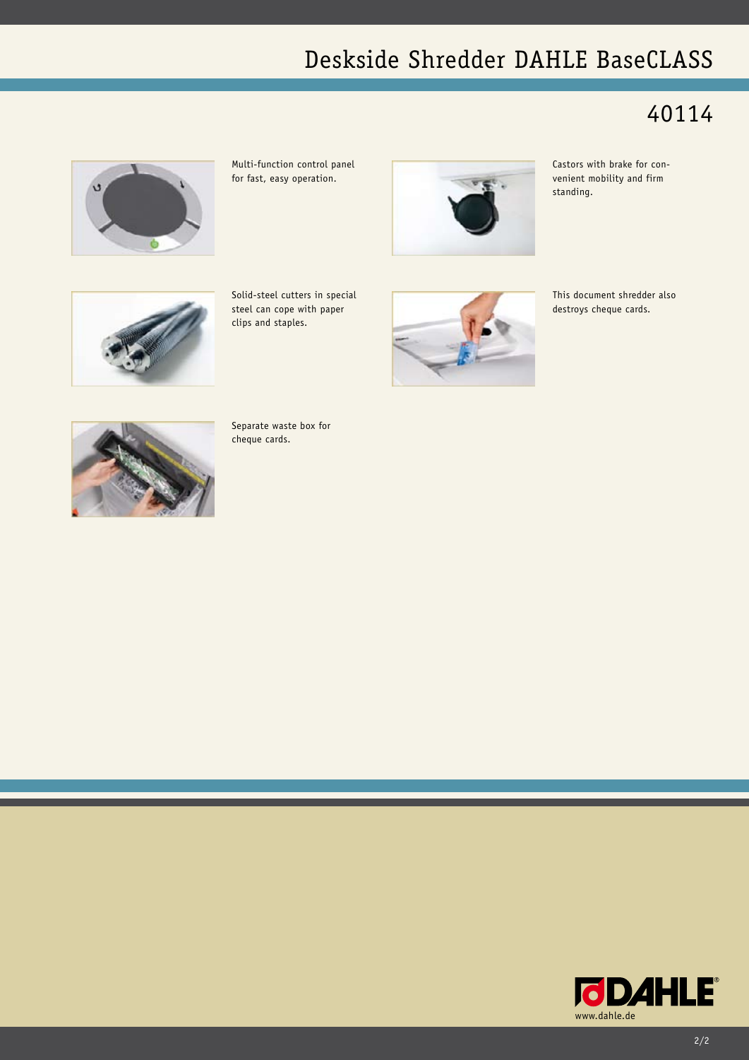# Deskside Shredder DAHLE BaseCLASS

## 40114

Multi-function control panel for fast, easy operation.

Castors with brake for convenient mobility and firm standing.

Solid-steel cutters in special steel can cope with paper clips and staples.

This document shredder also destroys cheque cards.

Separate waste box for cheque cards.

DAHLE®

www.dahle.de